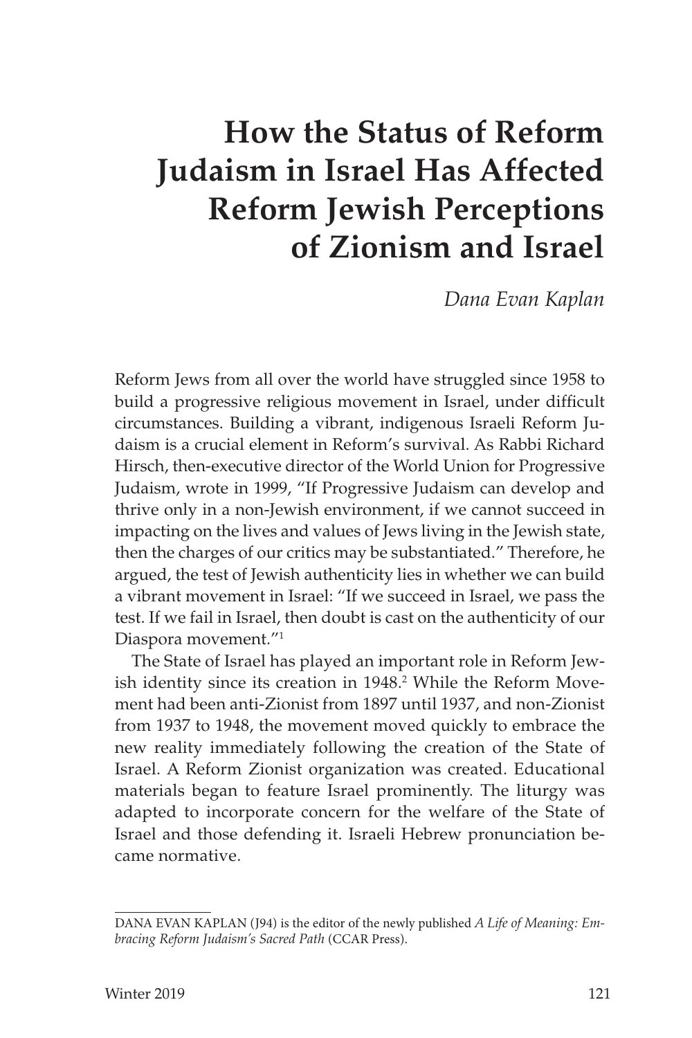# How the Status of Reform Judaism in Israel Has Affected Reform Jewish Perceptions of Zionism and Israel

*Dana Evan Kaplan*

Reform Jews from all over the world have struggled since 1958 to build a progressive religious movement in Israel, under difficult circumstances. Building a vibrant, indigenous Israeli Reform Judaism is a crucial element in Reform's survival. As Rabbi Richard Hirsch, then-executive director of the World Union for Progressive Judaism, wrote in 1999, "If Progressive Judaism can develop and thrive only in a non-Jewish environment, if we cannot succeed in impacting on the lives and values of Jews living in the Jewish state, then the charges of our critics may be substantiated." Therefore, he argued, the test of Jewish authenticity lies in whether we can build a vibrant movement in Israel: "If we succeed in Israel, we pass the test. If we fail in Israel, then doubt is cast on the authenticity of our Diaspora movement."[1]

The State of Israel has played an important role in Reform Jewish identity since its creation in 1948.[2] While the Reform Movement had been anti-Zionist from 1897 until 1937, and non-Zionist from 1937 to 1948, the movement moved quickly to embrace the new reality immediately following the creation of the State of Israel. A Reform Zionist organization was created. Educational materials began to feature Israel prominently. The liturgy was adapted to incorporate concern for the welfare of the State of Israel and those defending it. Israeli Hebrew pronunciation became normative.

---

DANA EVAN KAPLAN (J94) is the editor of the newly published *A Life of Meaning: Embracing Reform Judaism's Sacred Path* (CCAR Press).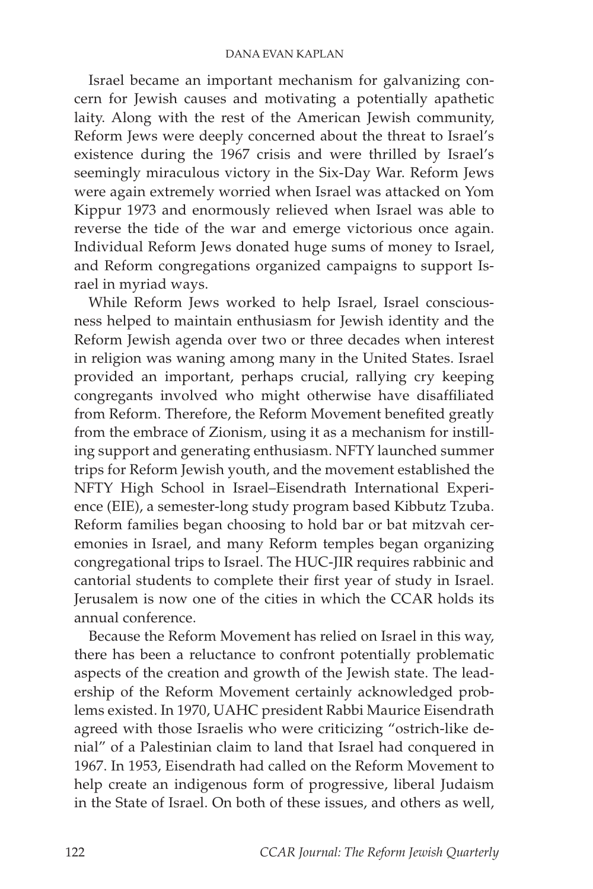Israel became an important mechanism for galvanizing concern for Jewish causes and motivating a potentially apathetic laity. Along with the rest of the American Jewish community, Reform Jews were deeply concerned about the threat to Israel's existence during the 1967 crisis and were thrilled by Israel's seemingly miraculous victory in the Six-Day War. Reform Jews were again extremely worried when Israel was attacked on Yom Kippur 1973 and enormously relieved when Israel was able to reverse the tide of the war and emerge victorious once again. Individual Reform Jews donated huge sums of money to Israel, and Reform congregations organized campaigns to support Israel in myriad ways.

While Reform Jews worked to help Israel, Israel consciousness helped to maintain enthusiasm for Jewish identity and the Reform Jewish agenda over two or three decades when interest in religion was waning among many in the United States. Israel provided an important, perhaps crucial, rallying cry keeping congregants involved who might otherwise have disaffiliated from Reform. Therefore, the Reform Movement benefited greatly from the embrace of Zionism, using it as a mechanism for instilling support and generating enthusiasm. NFTY launched summer trips for Reform Jewish youth, and the movement established the NFTY High School in Israel–Eisendrath International Experience (EIE), a semester-long study program based Kibbutz Tzuba. Reform families began choosing to hold bar or bat mitzvah ceremonies in Israel, and many Reform temples began organizing congregational trips to Israel. The HUC-JIR requires rabbinic and cantorial students to complete their first year of study in Israel. Jerusalem is now one of the cities in which the CCAR holds its annual conference.

Because the Reform Movement has relied on Israel in this way, there has been a reluctance to confront potentially problematic aspects of the creation and growth of the Jewish state. The leadership of the Reform Movement certainly acknowledged problems existed. In 1970, UAHC president Rabbi Maurice Eisendrath agreed with those Israelis who were criticizing "ostrich-like denial" of a Palestinian claim to land that Israel had conquered in 1967. In 1953, Eisendrath had called on the Reform Movement to help create an indigenous form of progressive, liberal Judaism in the State of Israel. On both of these issues, and others as well,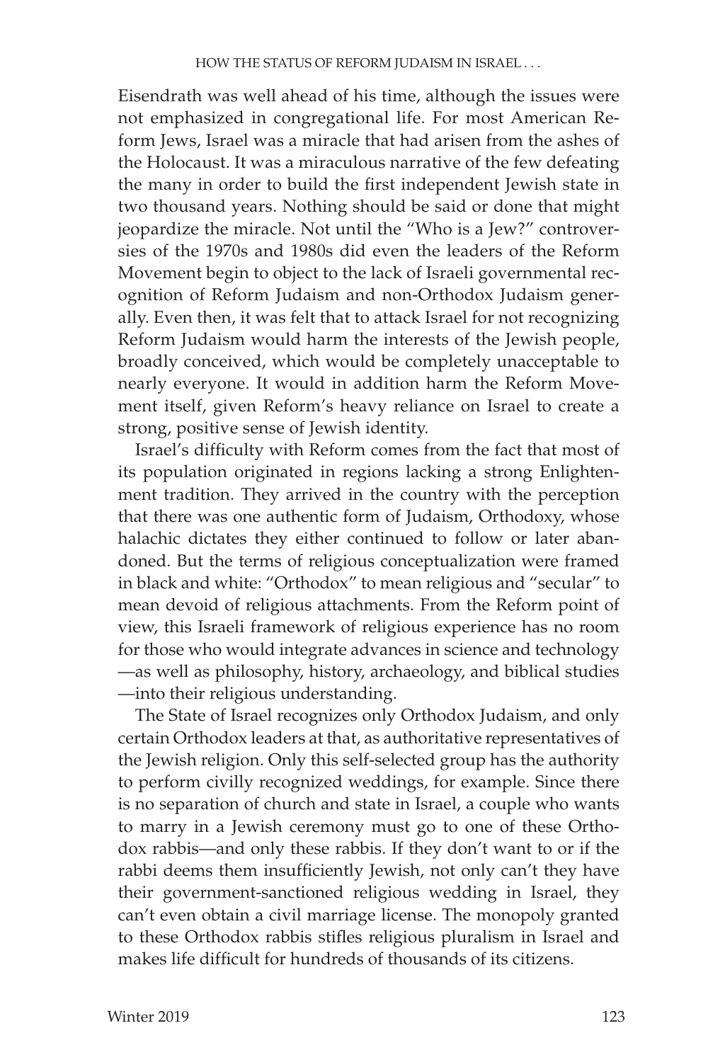Eisendrath was well ahead of his time, although the issues were not emphasized in congregational life. For most American Reform Jews, Israel was a miracle that had arisen from the ashes of the Holocaust. It was a miraculous narrative of the few defeating the many in order to build the first independent Jewish state in two thousand years. Nothing should be said or done that might jeopardize the miracle. Not until the "Who is a Jew?" controversies of the 1970s and 1980s did even the leaders of the Reform Movement begin to object to the lack of Israeli governmental recognition of Reform Judaism and non-Orthodox Judaism generally. Even then, it was felt that to attack Israel for not recognizing Reform Judaism would harm the interests of the Jewish people, broadly conceived, which would be completely unacceptable to nearly everyone. It would in addition harm the Reform Movement itself, given Reform's heavy reliance on Israel to create a strong, positive sense of Jewish identity.

Israel's difficulty with Reform comes from the fact that most of its population originated in regions lacking a strong Enlightenment tradition. They arrived in the country with the perception that there was one authentic form of Judaism, Orthodoxy, whose halachic dictates they either continued to follow or later abandoned. But the terms of religious conceptualization were framed in black and white: "Orthodox" to mean religious and "secular" to mean devoid of religious attachments. From the Reform point of view, this Israeli framework of religious experience has no room for those who would integrate advances in science and technology —as well as philosophy, history, archaeology, and biblical studies —into their religious understanding.

The State of Israel recognizes only Orthodox Judaism, and only certain Orthodox leaders at that, as authoritative representatives of the Jewish religion. Only this self-selected group has the authority to perform civilly recognized weddings, for example. Since there is no separation of church and state in Israel, a couple who wants to marry in a Jewish ceremony must go to one of these Orthodox rabbis—and only these rabbis. If they don't want to or if the rabbi deems them insufficiently Jewish, not only can't they have their government-sanctioned religious wedding in Israel, they can't even obtain a civil marriage license. The monopoly granted to these Orthodox rabbis stifles religious pluralism in Israel and makes life difficult for hundreds of thousands of its citizens.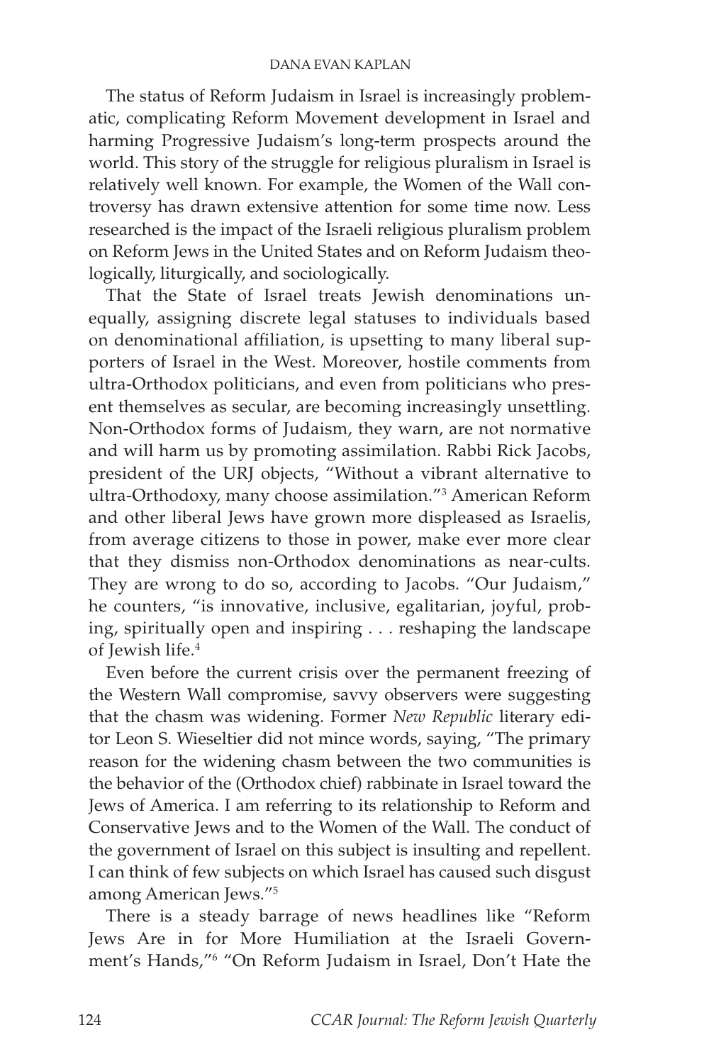The status of Reform Judaism in Israel is increasingly problematic, complicating Reform Movement development in Israel and harming Progressive Judaism's long-term prospects around the world. This story of the struggle for religious pluralism in Israel is relatively well known. For example, the Women of the Wall controversy has drawn extensive attention for some time now. Less researched is the impact of the Israeli religious pluralism problem on Reform Jews in the United States and on Reform Judaism theologically, liturgically, and sociologically.

That the State of Israel treats Jewish denominations unequally, assigning discrete legal statuses to individuals based on denominational affiliation, is upsetting to many liberal supporters of Israel in the West. Moreover, hostile comments from ultra-Orthodox politicians, and even from politicians who present themselves as secular, are becoming increasingly unsettling. Non-Orthodox forms of Judaism, they warn, are not normative and will harm us by promoting assimilation. Rabbi Rick Jacobs, president of the URJ objects, "Without a vibrant alternative to ultra-Orthodoxy, many choose assimilation."[3] American Reform and other liberal Jews have grown more displeased as Israelis, from average citizens to those in power, make ever more clear that they dismiss non-Orthodox denominations as near-cults. They are wrong to do so, according to Jacobs. "Our Judaism," he counters, "is innovative, inclusive, egalitarian, joyful, probing, spiritually open and inspiring . . . reshaping the landscape of Jewish life.[4]

Even before the current crisis over the permanent freezing of the Western Wall compromise, savvy observers were suggesting that the chasm was widening. Former *New Republic* literary editor Leon S. Wieseltier did not mince words, saying, "The primary reason for the widening chasm between the two communities is the behavior of the (Orthodox chief) rabbinate in Israel toward the Jews of America. I am referring to its relationship to Reform and Conservative Jews and to the Women of the Wall. The conduct of the government of Israel on this subject is insulting and repellent. I can think of few subjects on which Israel has caused such disgust among American Jews."[5]

There is a steady barrage of news headlines like "Reform Jews Are in for More Humiliation at the Israeli Government's Hands,"[6] "On Reform Judaism in Israel, Don't Hate the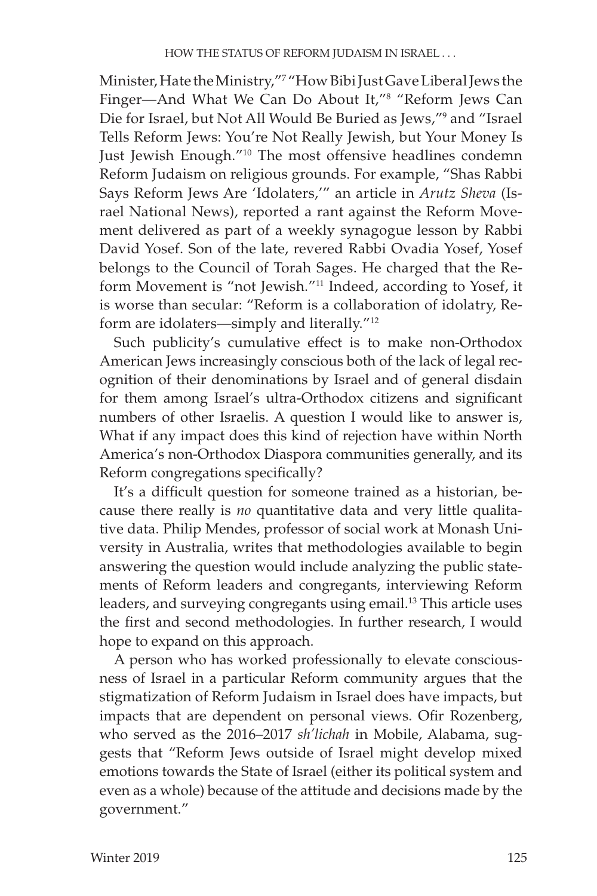Minister, Hate the Ministry,"[7] "How Bibi Just Gave Liberal Jews the Finger—And What We Can Do About It,"[8] "Reform Jews Can Die for Israel, but Not All Would Be Buried as Jews,"[9] and "Israel Tells Reform Jews: You're Not Really Jewish, but Your Money Is Just Jewish Enough."[10] The most offensive headlines condemn Reform Judaism on religious grounds. For example, "Shas Rabbi Says Reform Jews Are 'Idolaters,'" an article in *Arutz Sheva* (Israel National News), reported a rant against the Reform Movement delivered as part of a weekly synagogue lesson by Rabbi David Yosef. Son of the late, revered Rabbi Ovadia Yosef, Yosef belongs to the Council of Torah Sages. He charged that the Reform Movement is "not Jewish."[11] Indeed, according to Yosef, it is worse than secular: "Reform is a collaboration of idolatry, Reform are idolaters—simply and literally."[12]

Such publicity's cumulative effect is to make non-Orthodox American Jews increasingly conscious both of the lack of legal recognition of their denominations by Israel and of general disdain for them among Israel's ultra-Orthodox citizens and significant numbers of other Israelis. A question I would like to answer is, What if any impact does this kind of rejection have within North America's non-Orthodox Diaspora communities generally, and its Reform congregations specifically?

It's a difficult question for someone trained as a historian, because there really is *no* quantitative data and very little qualitative data. Philip Mendes, professor of social work at Monash University in Australia, writes that methodologies available to begin answering the question would include analyzing the public statements of Reform leaders and congregants, interviewing Reform leaders, and surveying congregants using email.[13] This article uses the first and second methodologies. In further research, I would hope to expand on this approach.

A person who has worked professionally to elevate consciousness of Israel in a particular Reform community argues that the stigmatization of Reform Judaism in Israel does have impacts, but impacts that are dependent on personal views. Ofir Rozenberg, who served as the 2016–2017 *sh'lichah* in Mobile, Alabama, suggests that "Reform Jews outside of Israel might develop mixed emotions towards the State of Israel (either its political system and even as a whole) because of the attitude and decisions made by the government."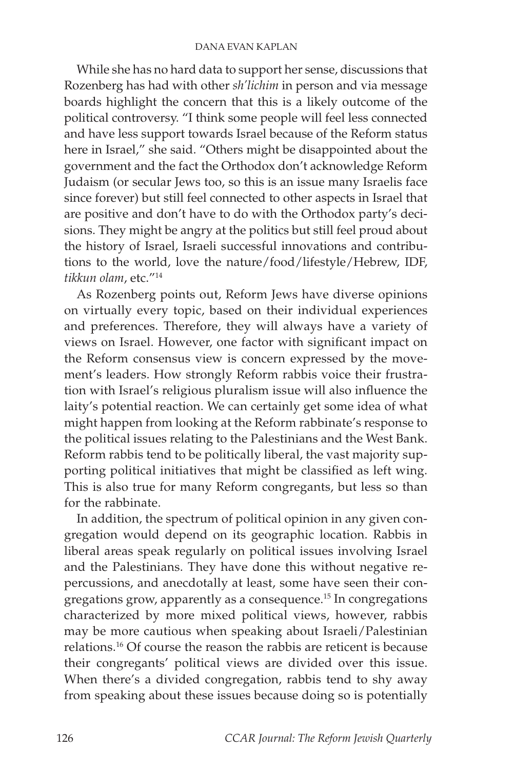While she has no hard data to support her sense, discussions that Rozenberg has had with other *sh'lichim* in person and via message boards highlight the concern that this is a likely outcome of the political controversy. "I think some people will feel less connected and have less support towards Israel because of the Reform status here in Israel," she said. "Others might be disappointed about the government and the fact the Orthodox don't acknowledge Reform Judaism (or secular Jews too, so this is an issue many Israelis face since forever) but still feel connected to other aspects in Israel that are positive and don't have to do with the Orthodox party's decisions. They might be angry at the politics but still feel proud about the history of Israel, Israeli successful innovations and contributions to the world, love the nature/food/lifestyle/Hebrew, IDF, *tikkun olam*, etc."[14]

As Rozenberg points out, Reform Jews have diverse opinions on virtually every topic, based on their individual experiences and preferences. Therefore, they will always have a variety of views on Israel. However, one factor with significant impact on the Reform consensus view is concern expressed by the movement's leaders. How strongly Reform rabbis voice their frustration with Israel's religious pluralism issue will also influence the laity's potential reaction. We can certainly get some idea of what might happen from looking at the Reform rabbinate's response to the political issues relating to the Palestinians and the West Bank. Reform rabbis tend to be politically liberal, the vast majority supporting political initiatives that might be classified as left wing. This is also true for many Reform congregants, but less so than for the rabbinate.

In addition, the spectrum of political opinion in any given congregation would depend on its geographic location. Rabbis in liberal areas speak regularly on political issues involving Israel and the Palestinians. They have done this without negative repercussions, and anecdotally at least, some have seen their congregations grow, apparently as a consequence.[15] In congregations characterized by more mixed political views, however, rabbis may be more cautious when speaking about Israeli/Palestinian relations.[16] Of course the reason the rabbis are reticent is because their congregants' political views are divided over this issue. When there's a divided congregation, rabbis tend to shy away from speaking about these issues because doing so is potentially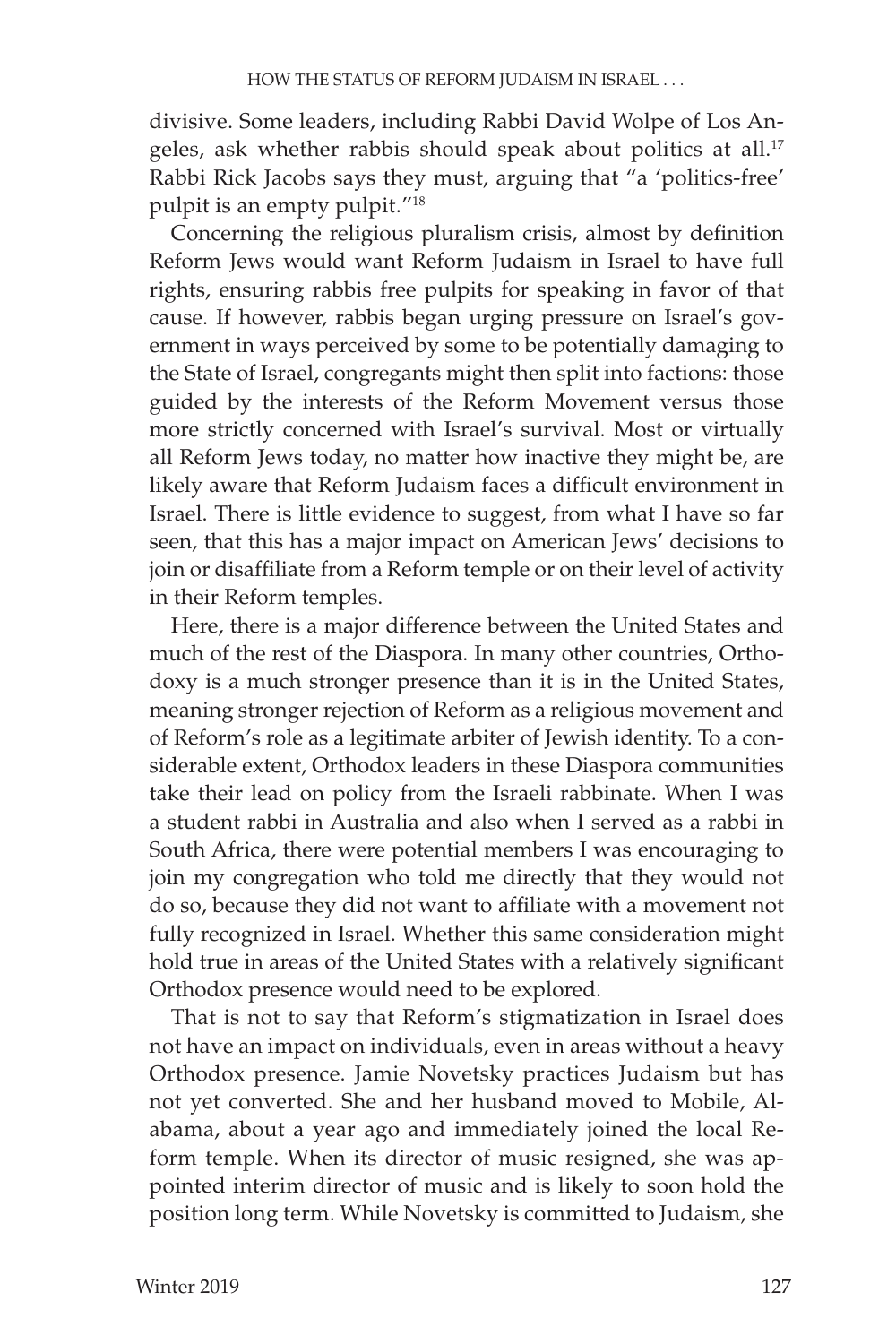divisive. Some leaders, including Rabbi David Wolpe of Los Angeles, ask whether rabbis should speak about politics at all.[17] Rabbi Rick Jacobs says they must, arguing that "a 'politics-free' pulpit is an empty pulpit."[18]

Concerning the religious pluralism crisis, almost by definition Reform Jews would want Reform Judaism in Israel to have full rights, ensuring rabbis free pulpits for speaking in favor of that cause. If however, rabbis began urging pressure on Israel's government in ways perceived by some to be potentially damaging to the State of Israel, congregants might then split into factions: those guided by the interests of the Reform Movement versus those more strictly concerned with Israel's survival. Most or virtually all Reform Jews today, no matter how inactive they might be, are likely aware that Reform Judaism faces a difficult environment in Israel. There is little evidence to suggest, from what I have so far seen, that this has a major impact on American Jews' decisions to join or disaffiliate from a Reform temple or on their level of activity in their Reform temples.

Here, there is a major difference between the United States and much of the rest of the Diaspora. In many other countries, Orthodoxy is a much stronger presence than it is in the United States, meaning stronger rejection of Reform as a religious movement and of Reform's role as a legitimate arbiter of Jewish identity. To a considerable extent, Orthodox leaders in these Diaspora communities take their lead on policy from the Israeli rabbinate. When I was a student rabbi in Australia and also when I served as a rabbi in South Africa, there were potential members I was encouraging to join my congregation who told me directly that they would not do so, because they did not want to affiliate with a movement not fully recognized in Israel. Whether this same consideration might hold true in areas of the United States with a relatively significant Orthodox presence would need to be explored.

That is not to say that Reform's stigmatization in Israel does not have an impact on individuals, even in areas without a heavy Orthodox presence. Jamie Novetsky practices Judaism but has not yet converted. She and her husband moved to Mobile, Alabama, about a year ago and immediately joined the local Reform temple. When its director of music resigned, she was appointed interim director of music and is likely to soon hold the position long term. While Novetsky is committed to Judaism, she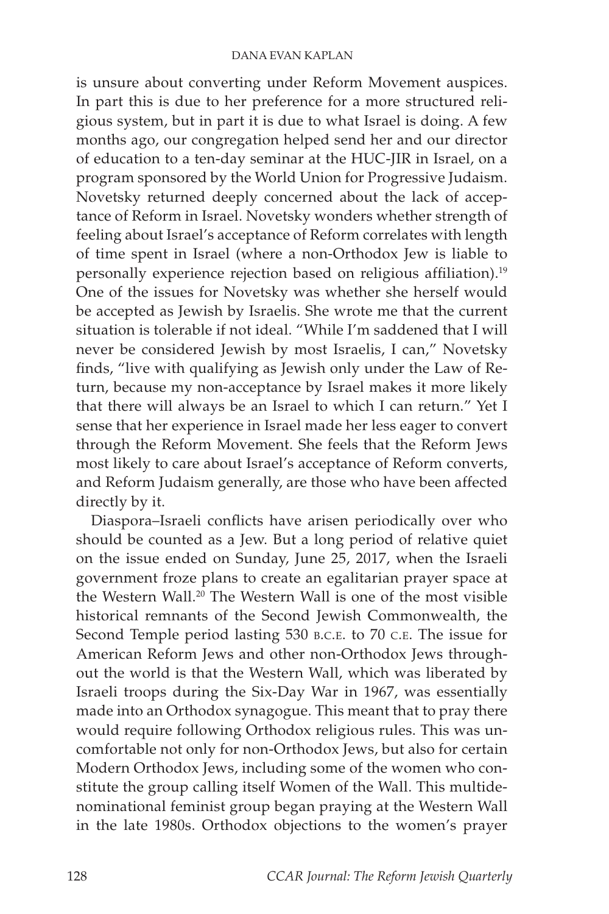is unsure about converting under Reform Movement auspices. In part this is due to her preference for a more structured religious system, but in part it is due to what Israel is doing. A few months ago, our congregation helped send her and our director of education to a ten-day seminar at the HUC-JIR in Israel, on a program sponsored by the World Union for Progressive Judaism. Novetsky returned deeply concerned about the lack of acceptance of Reform in Israel. Novetsky wonders whether strength of feeling about Israel's acceptance of Reform correlates with length of time spent in Israel (where a non-Orthodox Jew is liable to personally experience rejection based on religious affiliation).[19] One of the issues for Novetsky was whether she herself would be accepted as Jewish by Israelis. She wrote me that the current situation is tolerable if not ideal. "While I'm saddened that I will never be considered Jewish by most Israelis, I can," Novetsky finds, "live with qualifying as Jewish only under the Law of Return, because my non-acceptance by Israel makes it more likely that there will always be an Israel to which I can return." Yet I sense that her experience in Israel made her less eager to convert through the Reform Movement. She feels that the Reform Jews most likely to care about Israel's acceptance of Reform converts, and Reform Judaism generally, are those who have been affected directly by it.

Diaspora–Israeli conflicts have arisen periodically over who should be counted as a Jew. But a long period of relative quiet on the issue ended on Sunday, June 25, 2017, when the Israeli government froze plans to create an egalitarian prayer space at the Western Wall.[20] The Western Wall is one of the most visible historical remnants of the Second Jewish Commonwealth, the Second Temple period lasting 530 B.C.E. to 70 C.E. The issue for American Reform Jews and other non-Orthodox Jews throughout the world is that the Western Wall, which was liberated by Israeli troops during the Six-Day War in 1967, was essentially made into an Orthodox synagogue. This meant that to pray there would require following Orthodox religious rules. This was uncomfortable not only for non-Orthodox Jews, but also for certain Modern Orthodox Jews, including some of the women who constitute the group calling itself Women of the Wall. This multidenominational feminist group began praying at the Western Wall in the late 1980s. Orthodox objections to the women's prayer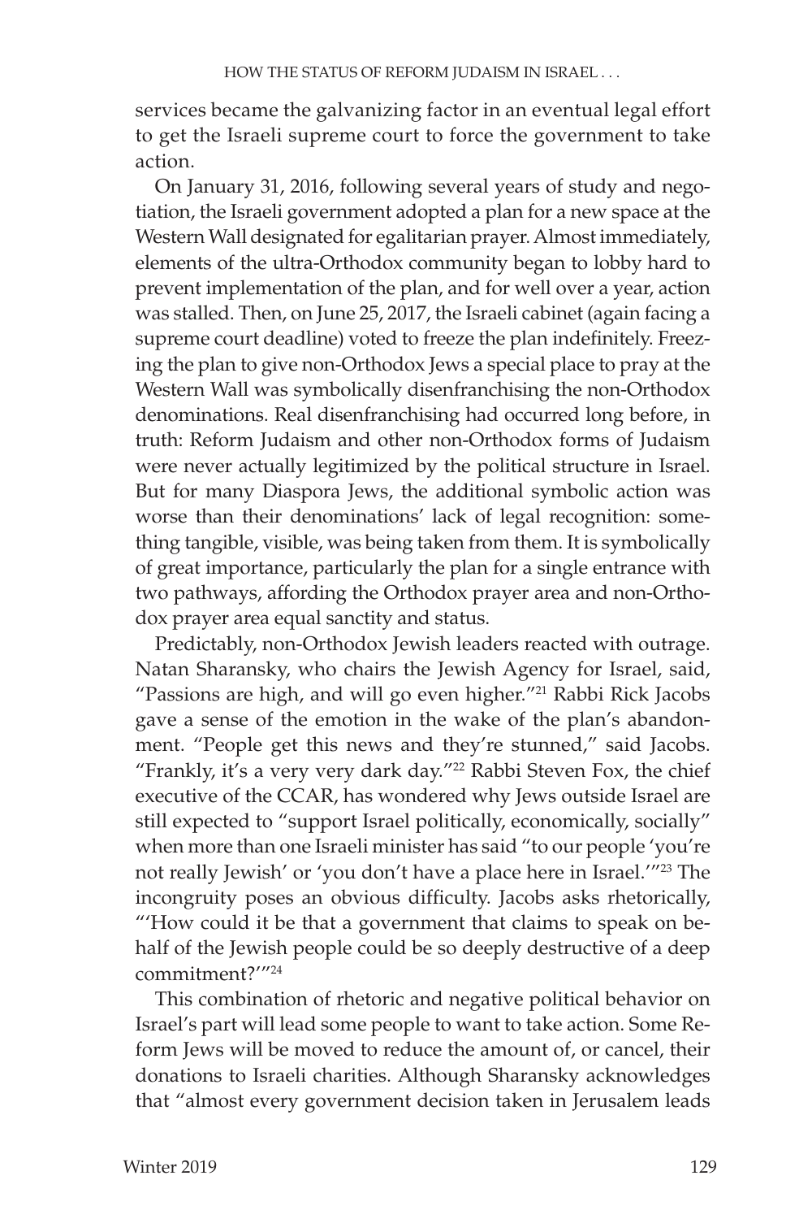services became the galvanizing factor in an eventual legal effort to get the Israeli supreme court to force the government to take action.

On January 31, 2016, following several years of study and negotiation, the Israeli government adopted a plan for a new space at the Western Wall designated for egalitarian prayer. Almost immediately, elements of the ultra-Orthodox community began to lobby hard to prevent implementation of the plan, and for well over a year, action was stalled. Then, on June 25, 2017, the Israeli cabinet (again facing a supreme court deadline) voted to freeze the plan indefinitely. Freezing the plan to give non-Orthodox Jews a special place to pray at the Western Wall was symbolically disenfranchising the non-Orthodox denominations. Real disenfranchising had occurred long before, in truth: Reform Judaism and other non-Orthodox forms of Judaism were never actually legitimized by the political structure in Israel. But for many Diaspora Jews, the additional symbolic action was worse than their denominations' lack of legal recognition: something tangible, visible, was being taken from them. It is symbolically of great importance, particularly the plan for a single entrance with two pathways, affording the Orthodox prayer area and non-Orthodox prayer area equal sanctity and status.

Predictably, non-Orthodox Jewish leaders reacted with outrage. Natan Sharansky, who chairs the Jewish Agency for Israel, said, "Passions are high, and will go even higher."[21] Rabbi Rick Jacobs gave a sense of the emotion in the wake of the plan's abandonment. "People get this news and they're stunned," said Jacobs. "Frankly, it's a very very dark day."[22] Rabbi Steven Fox, the chief executive of the CCAR, has wondered why Jews outside Israel are still expected to "support Israel politically, economically, socially" when more than one Israeli minister has said "to our people 'you're not really Jewish' or 'you don't have a place here in Israel.'"[23] The incongruity poses an obvious difficulty. Jacobs asks rhetorically, "'How could it be that a government that claims to speak on behalf of the Jewish people could be so deeply destructive of a deep commitment?'"[24]

This combination of rhetoric and negative political behavior on Israel's part will lead some people to want to take action. Some Reform Jews will be moved to reduce the amount of, or cancel, their donations to Israeli charities. Although Sharansky acknowledges that "almost every government decision taken in Jerusalem leads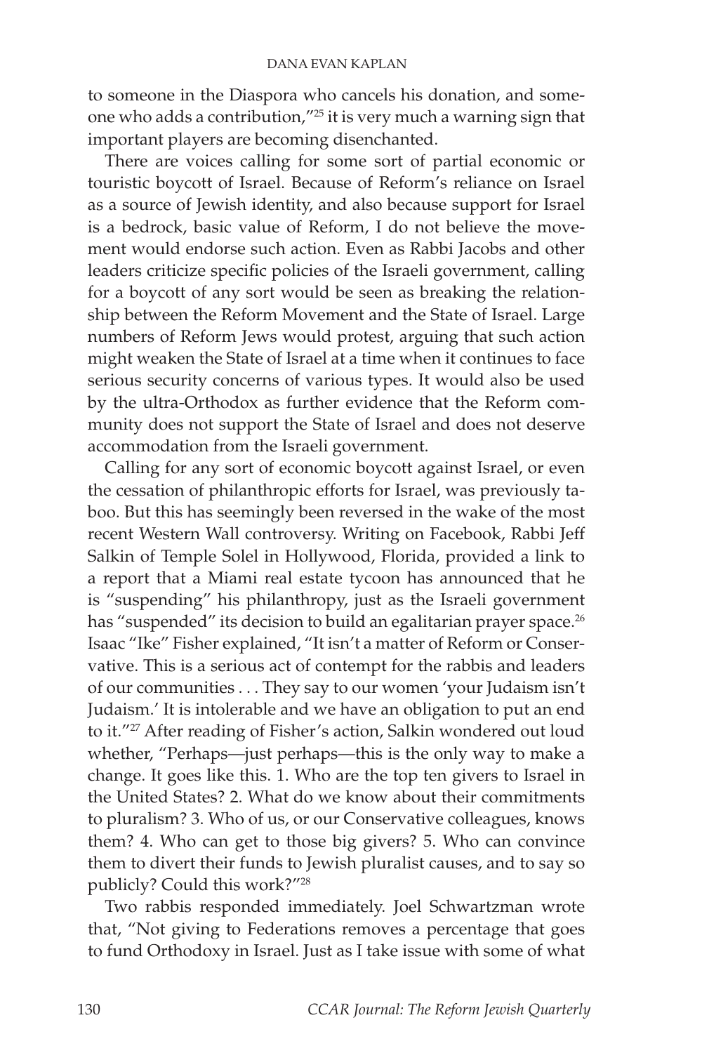to someone in the Diaspora who cancels his donation, and someone who adds a contribution,"[25] it is very much a warning sign that important players are becoming disenchanted.

There are voices calling for some sort of partial economic or touristic boycott of Israel. Because of Reform's reliance on Israel as a source of Jewish identity, and also because support for Israel is a bedrock, basic value of Reform, I do not believe the movement would endorse such action. Even as Rabbi Jacobs and other leaders criticize specific policies of the Israeli government, calling for a boycott of any sort would be seen as breaking the relationship between the Reform Movement and the State of Israel. Large numbers of Reform Jews would protest, arguing that such action might weaken the State of Israel at a time when it continues to face serious security concerns of various types. It would also be used by the ultra-Orthodox as further evidence that the Reform community does not support the State of Israel and does not deserve accommodation from the Israeli government.

Calling for any sort of economic boycott against Israel, or even the cessation of philanthropic efforts for Israel, was previously taboo. But this has seemingly been reversed in the wake of the most recent Western Wall controversy. Writing on Facebook, Rabbi Jeff Salkin of Temple Solel in Hollywood, Florida, provided a link to a report that a Miami real estate tycoon has announced that he is "suspending" his philanthropy, just as the Israeli government has "suspended" its decision to build an egalitarian prayer space.[26] Isaac "Ike" Fisher explained, "It isn't a matter of Reform or Conservative. This is a serious act of contempt for the rabbis and leaders of our communities . . . They say to our women 'your Judaism isn't Judaism.' It is intolerable and we have an obligation to put an end to it."[27] After reading of Fisher's action, Salkin wondered out loud whether, "Perhaps—just perhaps—this is the only way to make a change. It goes like this. 1. Who are the top ten givers to Israel in the United States? 2. What do we know about their commitments to pluralism? 3. Who of us, or our Conservative colleagues, knows them? 4. Who can get to those big givers? 5. Who can convince them to divert their funds to Jewish pluralist causes, and to say so publicly? Could this work?"[28]

Two rabbis responded immediately. Joel Schwartzman wrote that, "Not giving to Federations removes a percentage that goes to fund Orthodoxy in Israel. Just as I take issue with some of what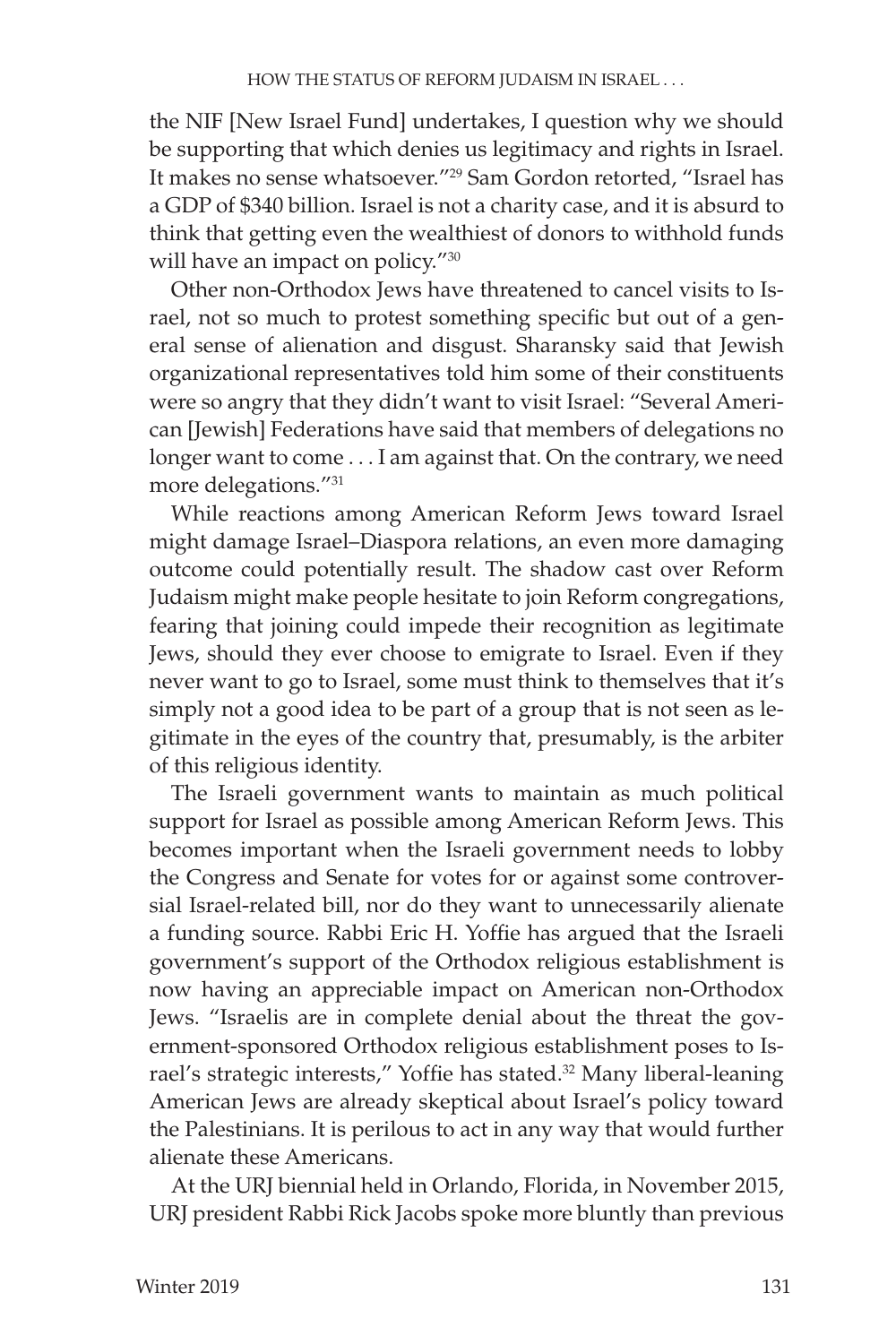the NIF [New Israel Fund] undertakes, I question why we should be supporting that which denies us legitimacy and rights in Israel. It makes no sense whatsoever."[29] Sam Gordon retorted, "Israel has a GDP of $340 billion. Israel is not a charity case, and it is absurd to think that getting even the wealthiest of donors to withhold funds will have an impact on policy."[30]

Other non-Orthodox Jews have threatened to cancel visits to Israel, not so much to protest something specific but out of a general sense of alienation and disgust. Sharansky said that Jewish organizational representatives told him some of their constituents were so angry that they didn't want to visit Israel: "Several American [Jewish] Federations have said that members of delegations no longer want to come . . . I am against that. On the contrary, we need more delegations."[31]

While reactions among American Reform Jews toward Israel might damage Israel–Diaspora relations, an even more damaging outcome could potentially result. The shadow cast over Reform Judaism might make people hesitate to join Reform congregations, fearing that joining could impede their recognition as legitimate Jews, should they ever choose to emigrate to Israel. Even if they never want to go to Israel, some must think to themselves that it's simply not a good idea to be part of a group that is not seen as legitimate in the eyes of the country that, presumably, is the arbiter of this religious identity.

The Israeli government wants to maintain as much political support for Israel as possible among American Reform Jews. This becomes important when the Israeli government needs to lobby the Congress and Senate for votes for or against some controversial Israel-related bill, nor do they want to unnecessarily alienate a funding source. Rabbi Eric H. Yoffie has argued that the Israeli government's support of the Orthodox religious establishment is now having an appreciable impact on American non-Orthodox Jews. "Israelis are in complete denial about the threat the government-sponsored Orthodox religious establishment poses to Israel's strategic interests," Yoffie has stated.[32] Many liberal-leaning American Jews are already skeptical about Israel's policy toward the Palestinians. It is perilous to act in any way that would further alienate these Americans.

At the URJ biennial held in Orlando, Florida, in November 2015, URJ president Rabbi Rick Jacobs spoke more bluntly than previous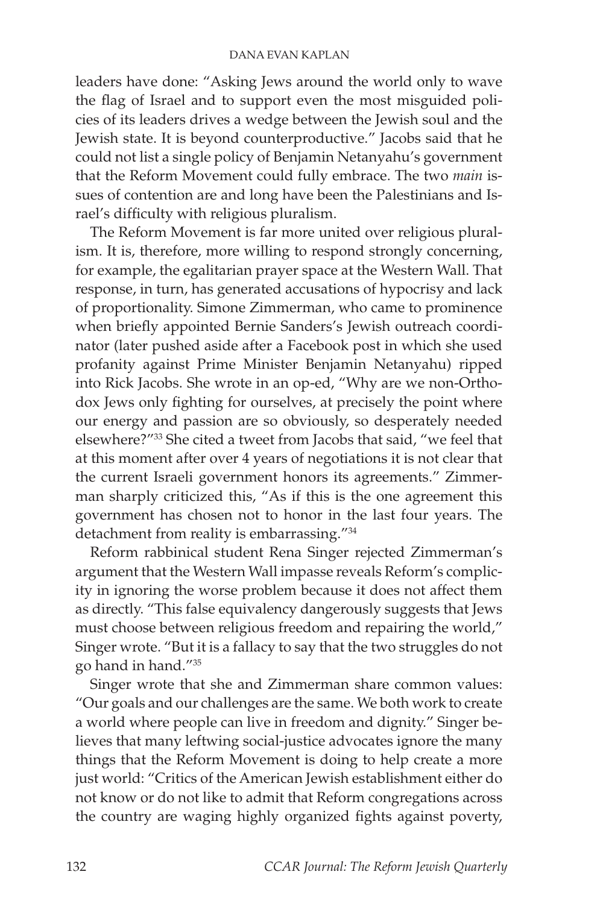leaders have done: "Asking Jews around the world only to wave the flag of Israel and to support even the most misguided policies of its leaders drives a wedge between the Jewish soul and the Jewish state. It is beyond counterproductive." Jacobs said that he could not list a single policy of Benjamin Netanyahu's government that the Reform Movement could fully embrace. The two *main* issues of contention are and long have been the Palestinians and Israel's difficulty with religious pluralism.

The Reform Movement is far more united over religious pluralism. It is, therefore, more willing to respond strongly concerning, for example, the egalitarian prayer space at the Western Wall. That response, in turn, has generated accusations of hypocrisy and lack of proportionality. Simone Zimmerman, who came to prominence when briefly appointed Bernie Sanders's Jewish outreach coordinator (later pushed aside after a Facebook post in which she used profanity against Prime Minister Benjamin Netanyahu) ripped into Rick Jacobs. She wrote in an op-ed, "Why are we non-Orthodox Jews only fighting for ourselves, at precisely the point where our energy and passion are so obviously, so desperately needed elsewhere?"[33] She cited a tweet from Jacobs that said, "we feel that at this moment after over 4 years of negotiations it is not clear that the current Israeli government honors its agreements." Zimmerman sharply criticized this, "As if this is the one agreement this government has chosen not to honor in the last four years. The detachment from reality is embarrassing."[34]

Reform rabbinical student Rena Singer rejected Zimmerman's argument that the Western Wall impasse reveals Reform's complicity in ignoring the worse problem because it does not affect them as directly. "This false equivalency dangerously suggests that Jews must choose between religious freedom and repairing the world," Singer wrote. "But it is a fallacy to say that the two struggles do not go hand in hand."[35]

Singer wrote that she and Zimmerman share common values: "Our goals and our challenges are the same. We both work to create a world where people can live in freedom and dignity." Singer believes that many leftwing social-justice advocates ignore the many things that the Reform Movement is doing to help create a more just world: "Critics of the American Jewish establishment either do not know or do not like to admit that Reform congregations across the country are waging highly organized fights against poverty,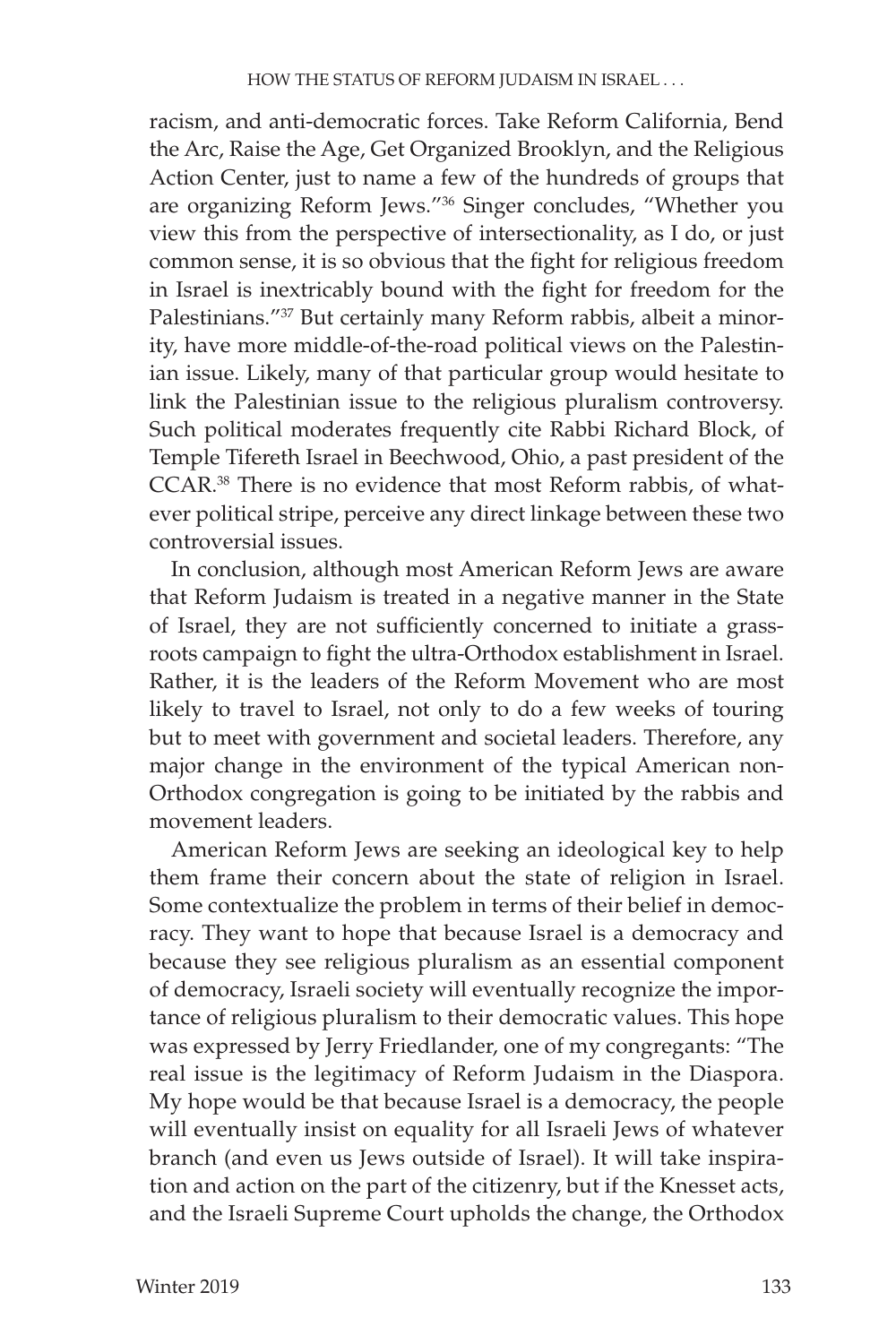racism, and anti-democratic forces. Take Reform California, Bend the Arc, Raise the Age, Get Organized Brooklyn, and the Religious Action Center, just to name a few of the hundreds of groups that are organizing Reform Jews."[36] Singer concludes, "Whether you view this from the perspective of intersectionality, as I do, or just common sense, it is so obvious that the fight for religious freedom in Israel is inextricably bound with the fight for freedom for the Palestinians."[37] But certainly many Reform rabbis, albeit a minority, have more middle-of-the-road political views on the Palestinian issue. Likely, many of that particular group would hesitate to link the Palestinian issue to the religious pluralism controversy. Such political moderates frequently cite Rabbi Richard Block, of Temple Tifereth Israel in Beechwood, Ohio, a past president of the CCAR.[38] There is no evidence that most Reform rabbis, of whatever political stripe, perceive any direct linkage between these two controversial issues.

In conclusion, although most American Reform Jews are aware that Reform Judaism is treated in a negative manner in the State of Israel, they are not sufficiently concerned to initiate a grassroots campaign to fight the ultra-Orthodox establishment in Israel. Rather, it is the leaders of the Reform Movement who are most likely to travel to Israel, not only to do a few weeks of touring but to meet with government and societal leaders. Therefore, any major change in the environment of the typical American non-Orthodox congregation is going to be initiated by the rabbis and movement leaders.

American Reform Jews are seeking an ideological key to help them frame their concern about the state of religion in Israel. Some contextualize the problem in terms of their belief in democracy. They want to hope that because Israel is a democracy and because they see religious pluralism as an essential component of democracy, Israeli society will eventually recognize the importance of religious pluralism to their democratic values. This hope was expressed by Jerry Friedlander, one of my congregants: "The real issue is the legitimacy of Reform Judaism in the Diaspora. My hope would be that because Israel is a democracy, the people will eventually insist on equality for all Israeli Jews of whatever branch (and even us Jews outside of Israel). It will take inspiration and action on the part of the citizenry, but if the Knesset acts, and the Israeli Supreme Court upholds the change, the Orthodox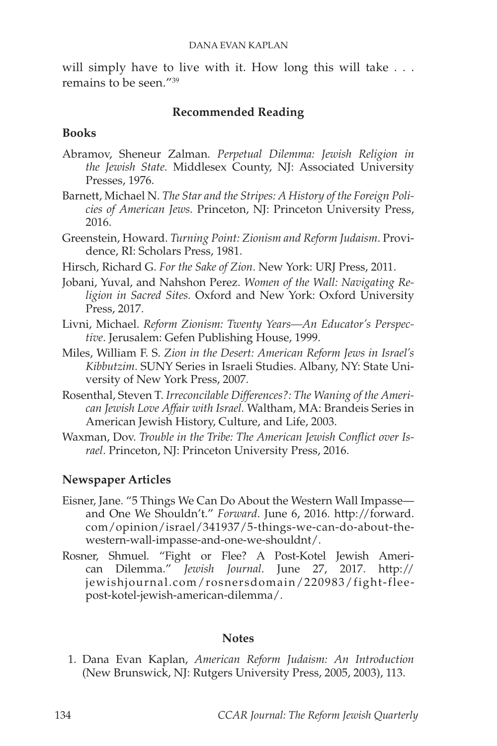will simply have to live with it. How long this will take . . . remains to be seen."[39]

## Recommended Reading

### Books

Abramov, Sheneur Zalman. *Perpetual Dilemma: Jewish Religion in the Jewish State.* Middlesex County, NJ: Associated University Presses, 1976.

Barnett, Michael N. *The Star and the Stripes: A History of the Foreign Policies of American Jews.* Princeton, NJ: Princeton University Press, 2016.

Greenstein, Howard. *Turning Point: Zionism and Reform Judaism*. Providence, RI: Scholars Press, 1981.

Hirsch, Richard G. *For the Sake of Zion*. New York: URJ Press, 2011.

Jobani, Yuval, and Nahshon Perez. *Women of the Wall: Navigating Religion in Sacred Sites.* Oxford and New York: Oxford University Press, 2017.

Livni, Michael. *Reform Zionism: Twenty Years—An Educator's Perspective*. Jerusalem: Gefen Publishing House, 1999.

Miles, William F. S. *Zion in the Desert: American Reform Jews in Israel's Kibbutzim*. SUNY Series in Israeli Studies. Albany, NY: State University of New York Press, 2007.

Rosenthal, Steven T. *Irreconcilable Differences?: The Waning of the American Jewish Love Affair with Israel.* Waltham, MA: Brandeis Series in American Jewish History, Culture, and Life, 2003.

Waxman, Dov. *Trouble in the Tribe: The American Jewish Conflict over Israel*. Princeton, NJ: Princeton University Press, 2016.

### Newspaper Articles

Eisner, Jane. "5 Things We Can Do About the Western Wall Impasse—and One We Shouldn't." *Forward*. June 6, 2016. http://forward.com/opinion/israel/341937/5-things-we-can-do-about-the-western-wall-impasse-and-one-we-shouldnt/.

Rosner, Shmuel. "Fight or Flee? A Post-Kotel Jewish American Dilemma." *Jewish Journal*. June 27, 2017. http://jewishjournal.com/rosnersdomain/220983/fight-flee-post-kotel-jewish-american-dilemma/.

## Notes

1. Dana Evan Kaplan, *American Reform Judaism: An Introduction* (New Brunswick, NJ: Rutgers University Press, 2005, 2003), 113.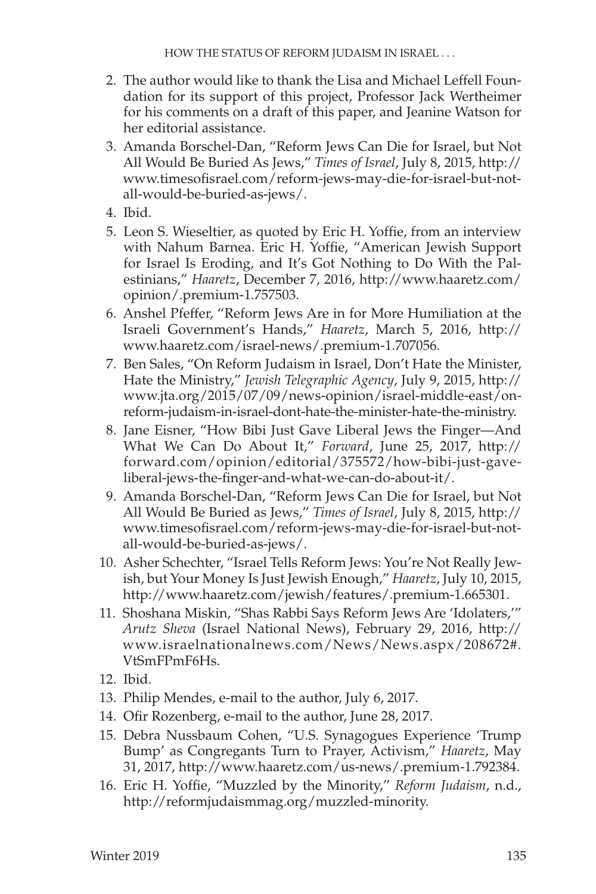2. The author would like to thank the Lisa and Michael Leffell Foundation for its support of this project, Professor Jack Wertheimer for his comments on a draft of this paper, and Jeanine Watson for her editorial assistance.
3. Amanda Borschel-Dan, "Reform Jews Can Die for Israel, but Not All Would Be Buried As Jews," *Times of Israel*, July 8, 2015, http://www.timesofisrael.com/reform-jews-may-die-for-israel-but-not-all-would-be-buried-as-jews/.
4. Ibid.
5. Leon S. Wieseltier, as quoted by Eric H. Yoffie, from an interview with Nahum Barnea. Eric H. Yoffie, "American Jewish Support for Israel Is Eroding, and It's Got Nothing to Do With the Palestinians," *Haaretz*, December 7, 2016, http://www.haaretz.com/opinion/.premium-1.757503.
6. Anshel Pfeffer, "Reform Jews Are in for More Humiliation at the Israeli Government's Hands," *Haaretz*, March 5, 2016, http://www.haaretz.com/israel-news/.premium-1.707056.
7. Ben Sales, "On Reform Judaism in Israel, Don't Hate the Minister, Hate the Ministry," *Jewish Telegraphic Agency*, July 9, 2015, http://www.jta.org/2015/07/09/news-opinion/israel-middle-east/on-reform-judaism-in-israel-dont-hate-the-minister-hate-the-ministry.
8. Jane Eisner, "How Bibi Just Gave Liberal Jews the Finger—And What We Can Do About It," *Forward*, June 25, 2017, http://forward.com/opinion/editorial/375572/how-bibi-just-gave-liberal-jews-the-finger-and-what-we-can-do-about-it/.
9. Amanda Borschel-Dan, "Reform Jews Can Die for Israel, but Not All Would Be Buried as Jews," *Times of Israel*, July 8, 2015, http://www.timesofisrael.com/reform-jews-may-die-for-israel-but-not-all-would-be-buried-as-jews/.
10. Asher Schechter, "Israel Tells Reform Jews: You're Not Really Jewish, but Your Money Is Just Jewish Enough," *Haaretz*, July 10, 2015, http://www.haaretz.com/jewish/features/.premium-1.665301.
11. Shoshana Miskin, "Shas Rabbi Says Reform Jews Are 'Idolaters,'" *Arutz Sheva* (Israel National News), February 29, 2016, http://www.israelnationalnews.com/News/News.aspx/208672#.VtSmFPmF6Hs.
12. Ibid.
13. Philip Mendes, e-mail to the author, July 6, 2017.
14. Ofir Rozenberg, e-mail to the author, June 28, 2017.
15. Debra Nussbaum Cohen, "U.S. Synagogues Experience 'Trump Bump' as Congregants Turn to Prayer, Activism," *Haaretz*, May 31, 2017, http://www.haaretz.com/us-news/.premium-1.792384.
16. Eric H. Yoffie, "Muzzled by the Minority," *Reform Judaism*, n.d., http://reformjudaismmag.org/muzzled-minority.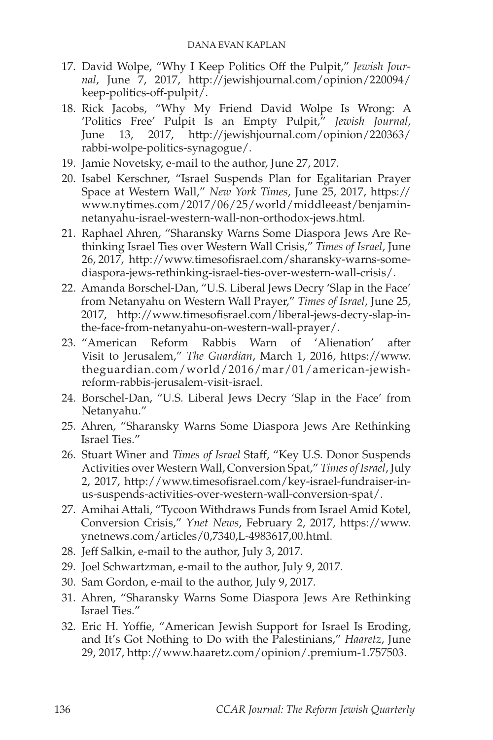17. David Wolpe, "Why I Keep Politics Off the Pulpit," *Jewish Journal*, June 7, 2017, http://jewishjournal.com/opinion/220094/keep-politics-off-pulpit/.
18. Rick Jacobs, "Why My Friend David Wolpe Is Wrong: A 'Politics Free' Pulpit Is an Empty Pulpit," *Jewish Journal*, June 13, 2017, http://jewishjournal.com/opinion/220363/rabbi-wolpe-politics-synagogue/.
19. Jamie Novetsky, e-mail to the author, June 27, 2017.
20. Isabel Kerschner, "Israel Suspends Plan for Egalitarian Prayer Space at Western Wall," *New York Times*, June 25, 2017, https://www.nytimes.com/2017/06/25/world/middleeast/benjamin-netanyahu-israel-western-wall-non-orthodox-jews.html.
21. Raphael Ahren, "Sharansky Warns Some Diaspora Jews Are Rethinking Israel Ties over Western Wall Crisis," *Times of Israel*, June 26, 2017, http://www.timesofisrael.com/sharansky-warns-some-diaspora-jews-rethinking-israel-ties-over-western-wall-crisis/.
22. Amanda Borschel-Dan, "U.S. Liberal Jews Decry 'Slap in the Face' from Netanyahu on Western Wall Prayer," *Times of Israel*, June 25, 2017, http://www.timesofisrael.com/liberal-jews-decry-slap-in-the-face-from-netanyahu-on-western-wall-prayer/.
23. "American Reform Rabbis Warn of 'Alienation' after Visit to Jerusalem," *The Guardian*, March 1, 2016, https://www.theguardian.com/world/2016/mar/01/american-jewish-reform-rabbis-jerusalem-visit-israel.
24. Borschel-Dan, "U.S. Liberal Jews Decry 'Slap in the Face' from Netanyahu."
25. Ahren, "Sharansky Warns Some Diaspora Jews Are Rethinking Israel Ties."
26. Stuart Winer and *Times of Israel* Staff, "Key U.S. Donor Suspends Activities over Western Wall, Conversion Spat," *Times of Israel*, July 2, 2017, http://www.timesofisrael.com/key-israel-fundraiser-in-us-suspends-activities-over-western-wall-conversion-spat/.
27. Amihai Attali, "Tycoon Withdraws Funds from Israel Amid Kotel, Conversion Crisis," *Ynet News*, February 2, 2017, https://www.ynetnews.com/articles/0,7340,L-4983617,00.html.
28. Jeff Salkin, e-mail to the author, July 3, 2017.
29. Joel Schwartzman, e-mail to the author, July 9, 2017.
30. Sam Gordon, e-mail to the author, July 9, 2017.
31. Ahren, "Sharansky Warns Some Diaspora Jews Are Rethinking Israel Ties."
32. Eric H. Yoffie, "American Jewish Support for Israel Is Eroding, and It's Got Nothing to Do with the Palestinians," *Haaretz*, June 29, 2017, http://www.haaretz.com/opinion/.premium-1.757503.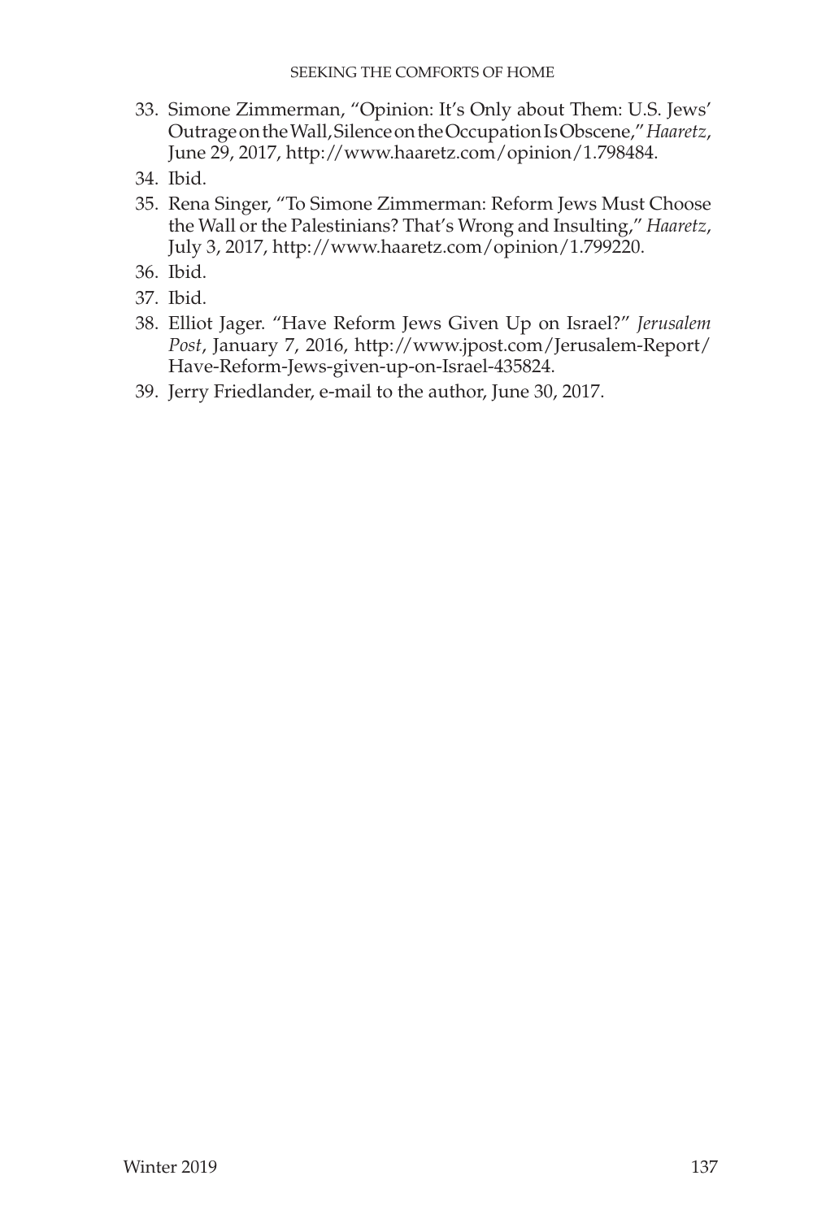33. Simone Zimmerman, "Opinion: It's Only about Them: U.S. Jews' Outrage on the Wall, Silence on the Occupation Is Obscene," *Haaretz*, June 29, 2017, http://www.haaretz.com/opinion/1.798484.
34. Ibid.
35. Rena Singer, "To Simone Zimmerman: Reform Jews Must Choose the Wall or the Palestinians? That's Wrong and Insulting," *Haaretz*, July 3, 2017, http://www.haaretz.com/opinion/1.799220.
36. Ibid.
37. Ibid.
38. Elliot Jager. "Have Reform Jews Given Up on Israel?" *Jerusalem Post*, January 7, 2016, http://www.jpost.com/Jerusalem-Report/Have-Reform-Jews-given-up-on-Israel-435824.
39. Jerry Friedlander, e-mail to the author, June 30, 2017.